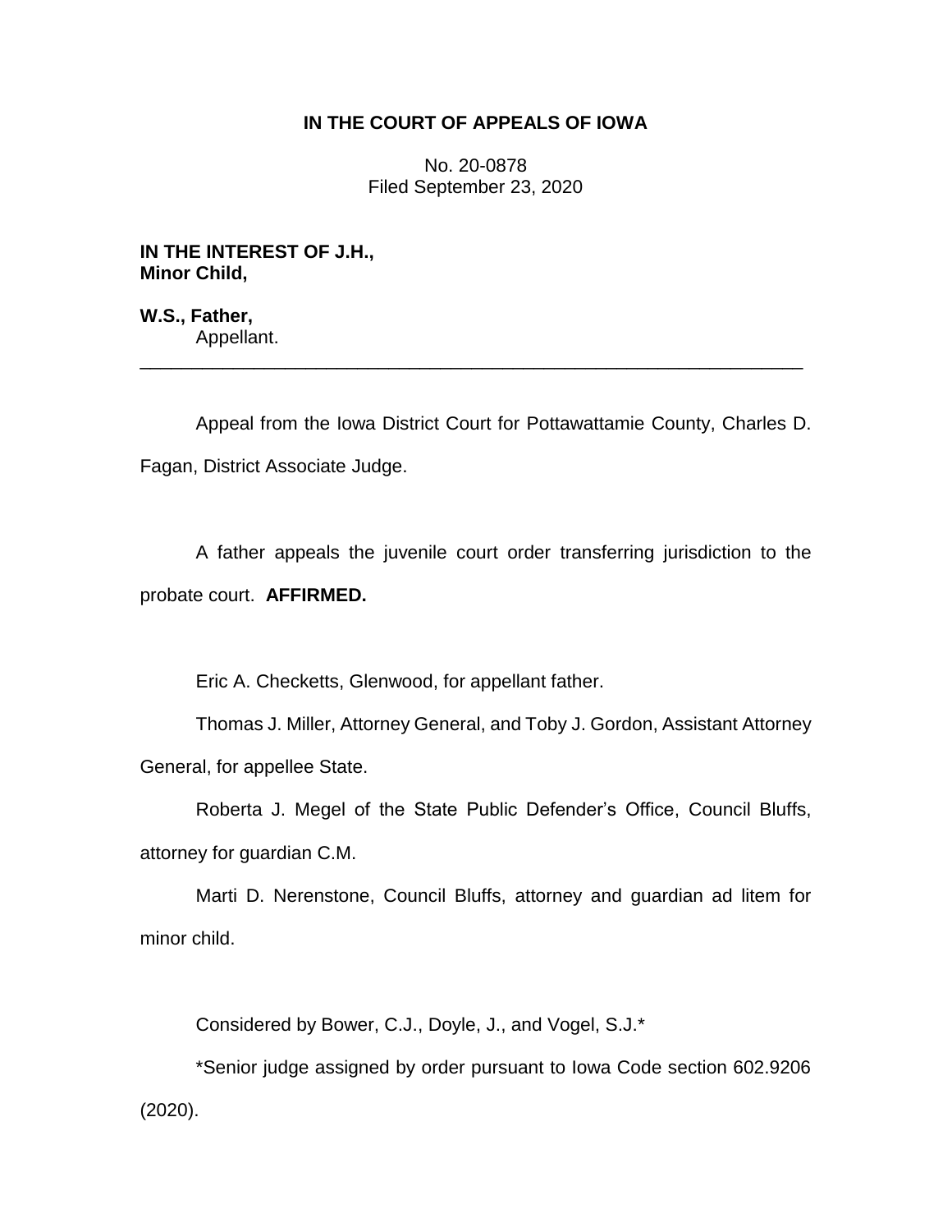**IN THE COURT OF APPEALS OF IOWA**

No. 20-0878
Filed September 23, 2020

**IN THE INTEREST OF J.H.,**
**Minor Child,**

**W.S., Father,**
Appellant.

---

Appeal from the Iowa District Court for Pottawattamie County, Charles D. Fagan, District Associate Judge.

A father appeals the juvenile court order transferring jurisdiction to the probate court. **AFFIRMED.**

Eric A. Checketts, Glenwood, for appellant father.

Thomas J. Miller, Attorney General, and Toby J. Gordon, Assistant Attorney General, for appellee State.

Roberta J. Megel of the State Public Defender's Office, Council Bluffs, attorney for guardian C.M.

Marti D. Nerenstone, Council Bluffs, attorney and guardian ad litem for minor child.

Considered by Bower, C.J., Doyle, J., and Vogel, S.J.*

*Senior judge assigned by order pursuant to Iowa Code section 602.9206 (2020).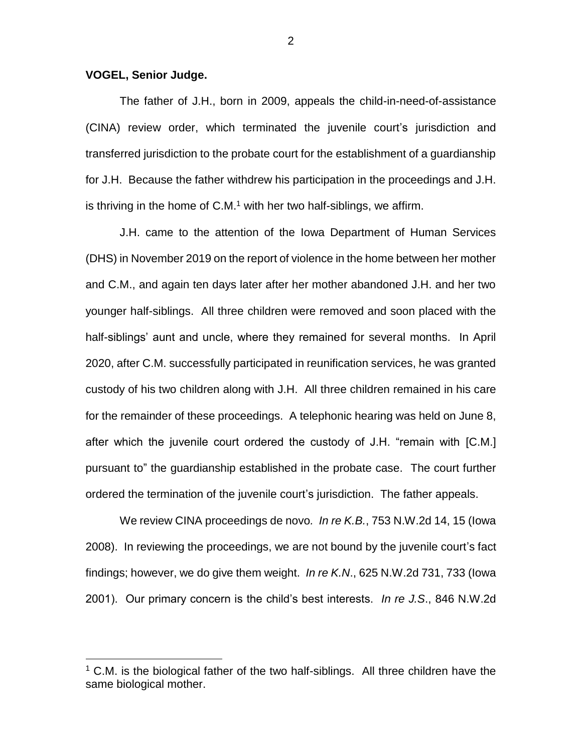**VOGEL, Senior Judge.**

The father of J.H., born in 2009, appeals the child-in-need-of-assistance (CINA) review order, which terminated the juvenile court's jurisdiction and transferred jurisdiction to the probate court for the establishment of a guardianship for J.H. Because the father withdrew his participation in the proceedings and J.H. is thriving in the home of C.M.[1] with her two half-siblings, we affirm.

J.H. came to the attention of the Iowa Department of Human Services (DHS) in November 2019 on the report of violence in the home between her mother and C.M., and again ten days later after her mother abandoned J.H. and her two younger half-siblings. All three children were removed and soon placed with the half-siblings' aunt and uncle, where they remained for several months. In April 2020, after C.M. successfully participated in reunification services, he was granted custody of his two children along with J.H. All three children remained in his care for the remainder of these proceedings. A telephonic hearing was held on June 8, after which the juvenile court ordered the custody of J.H. "remain with [C.M.] pursuant to" the guardianship established in the probate case. The court further ordered the termination of the juvenile court's jurisdiction. The father appeals.

We review CINA proceedings de novo. *In re K.B.*, 753 N.W.2d 14, 15 (Iowa 2008). In reviewing the proceedings, we are not bound by the juvenile court's fact findings; however, we do give them weight. *In re K.N.*, 625 N.W.2d 731, 733 (Iowa 2001). Our primary concern is the child's best interests. *In re J.S.*, 846 N.W.2d

[1] C.M. is the biological father of the two half-siblings. All three children have the same biological mother.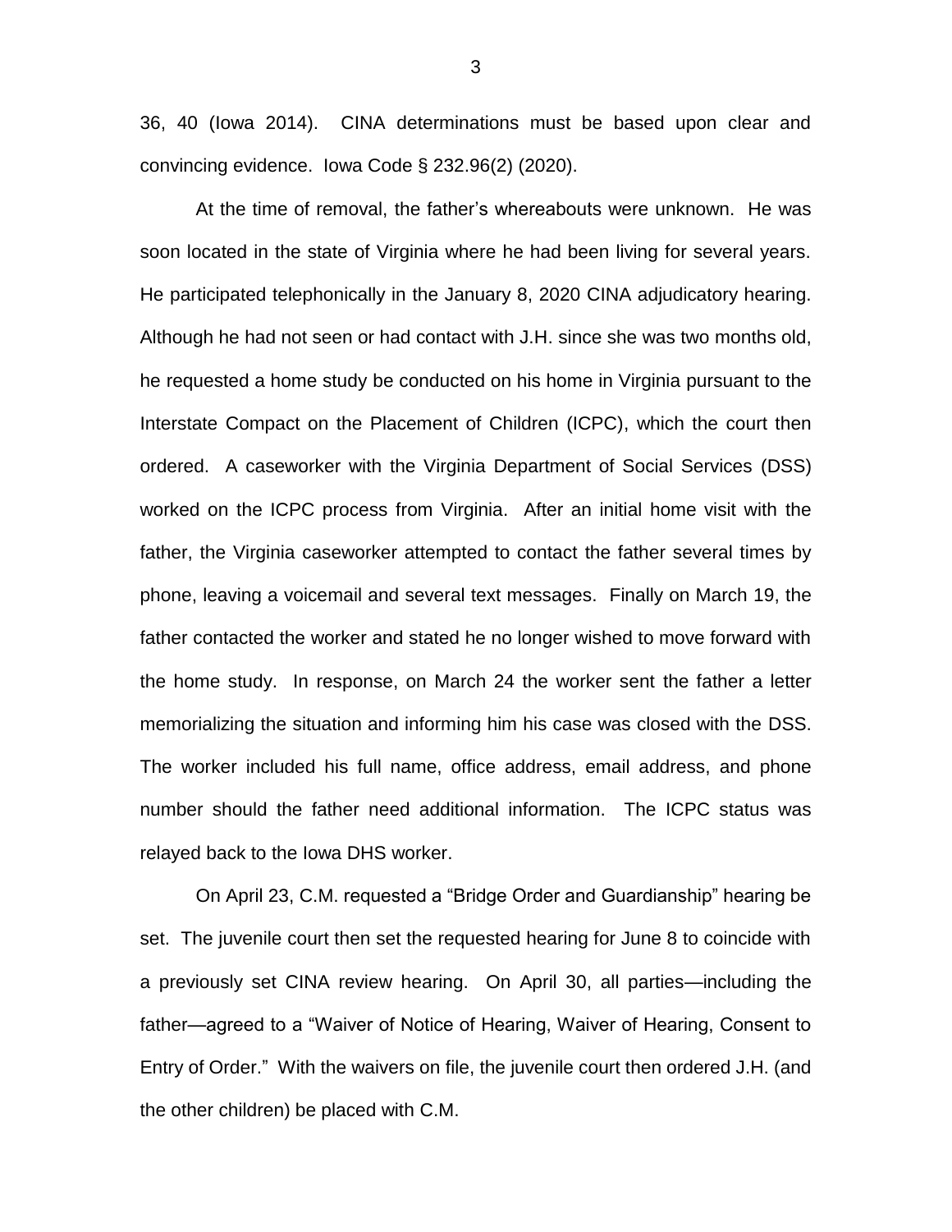36, 40 (Iowa 2014). CINA determinations must be based upon clear and convincing evidence. Iowa Code § 232.96(2) (2020).

At the time of removal, the father's whereabouts were unknown. He was soon located in the state of Virginia where he had been living for several years. He participated telephonically in the January 8, 2020 CINA adjudicatory hearing. Although he had not seen or had contact with J.H. since she was two months old, he requested a home study be conducted on his home in Virginia pursuant to the Interstate Compact on the Placement of Children (ICPC), which the court then ordered. A caseworker with the Virginia Department of Social Services (DSS) worked on the ICPC process from Virginia. After an initial home visit with the father, the Virginia caseworker attempted to contact the father several times by phone, leaving a voicemail and several text messages. Finally on March 19, the father contacted the worker and stated he no longer wished to move forward with the home study. In response, on March 24 the worker sent the father a letter memorializing the situation and informing him his case was closed with the DSS. The worker included his full name, office address, email address, and phone number should the father need additional information. The ICPC status was relayed back to the Iowa DHS worker.

On April 23, C.M. requested a "Bridge Order and Guardianship" hearing be set. The juvenile court then set the requested hearing for June 8 to coincide with a previously set CINA review hearing. On April 30, all parties—including the father—agreed to a "Waiver of Notice of Hearing, Waiver of Hearing, Consent to Entry of Order." With the waivers on file, the juvenile court then ordered J.H. (and the other children) be placed with C.M.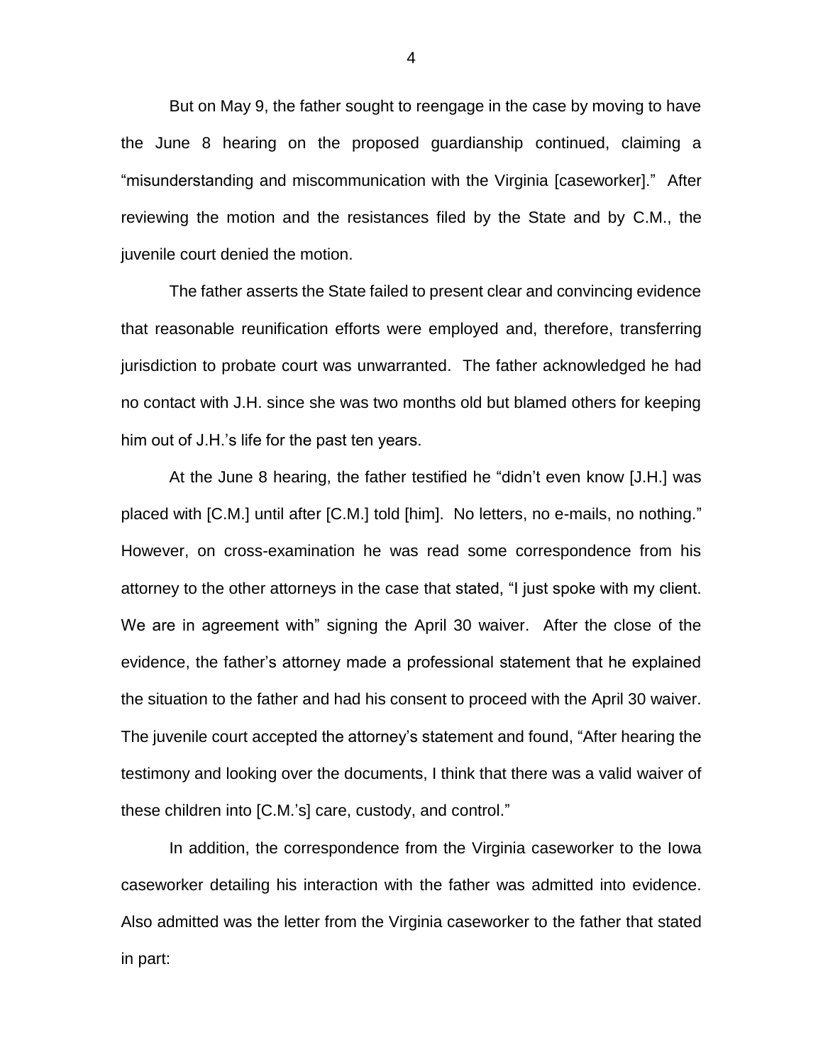But on May 9, the father sought to reengage in the case by moving to have the June 8 hearing on the proposed guardianship continued, claiming a "misunderstanding and miscommunication with the Virginia [caseworker]." After reviewing the motion and the resistances filed by the State and by C.M., the juvenile court denied the motion.

The father asserts the State failed to present clear and convincing evidence that reasonable reunification efforts were employed and, therefore, transferring jurisdiction to probate court was unwarranted. The father acknowledged he had no contact with J.H. since she was two months old but blamed others for keeping him out of J.H.'s life for the past ten years.

At the June 8 hearing, the father testified he "didn't even know [J.H.] was placed with [C.M.] until after [C.M.] told [him]. No letters, no e-mails, no nothing." However, on cross-examination he was read some correspondence from his attorney to the other attorneys in the case that stated, "I just spoke with my client. We are in agreement with" signing the April 30 waiver. After the close of the evidence, the father's attorney made a professional statement that he explained the situation to the father and had his consent to proceed with the April 30 waiver. The juvenile court accepted the attorney's statement and found, "After hearing the testimony and looking over the documents, I think that there was a valid waiver of these children into [C.M.'s] care, custody, and control."

In addition, the correspondence from the Virginia caseworker to the Iowa caseworker detailing his interaction with the father was admitted into evidence. Also admitted was the letter from the Virginia caseworker to the father that stated in part: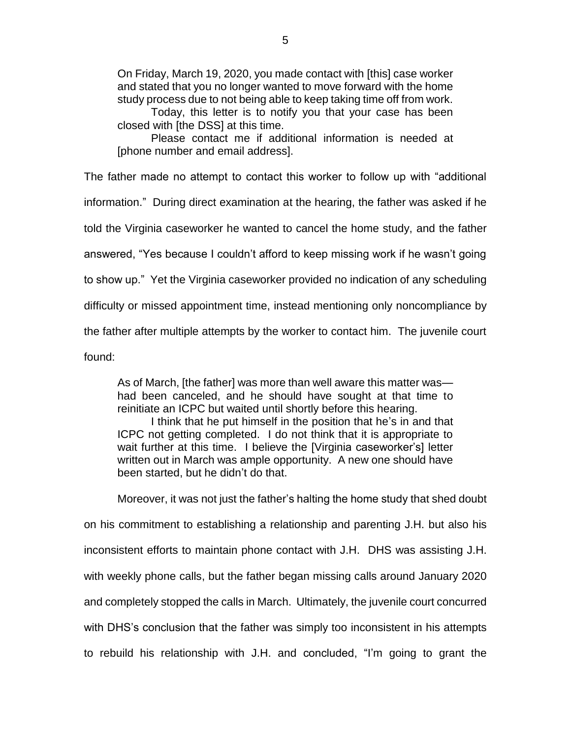> On Friday, March 19, 2020, you made contact with [this] case worker and stated that you no longer wanted to move forward with the home study process due to not being able to keep taking time off from work.
>
> Today, this letter is to notify you that your case has been closed with [the DSS] at this time.
>
> Please contact me if additional information is needed at [phone number and email address].

The father made no attempt to contact this worker to follow up with "additional information." During direct examination at the hearing, the father was asked if he told the Virginia caseworker he wanted to cancel the home study, and the father answered, "Yes because I couldn't afford to keep missing work if he wasn't going to show up." Yet the Virginia caseworker provided no indication of any scheduling difficulty or missed appointment time, instead mentioning only noncompliance by the father after multiple attempts by the worker to contact him. The juvenile court found:

> As of March, [the father] was more than well aware this matter was—had been canceled, and he should have sought at that time to reinitiate an ICPC but waited until shortly before this hearing.
>
> I think that he put himself in the position that he's in and that ICPC not getting completed. I do not think that it is appropriate to wait further at this time. I believe the [Virginia caseworker's] letter written out in March was ample opportunity. A new one should have been started, but he didn't do that.

Moreover, it was not just the father's halting the home study that shed doubt on his commitment to establishing a relationship and parenting J.H. but also his inconsistent efforts to maintain phone contact with J.H. DHS was assisting J.H. with weekly phone calls, but the father began missing calls around January 2020 and completely stopped the calls in March. Ultimately, the juvenile court concurred with DHS's conclusion that the father was simply too inconsistent in his attempts to rebuild his relationship with J.H. and concluded, "I'm going to grant the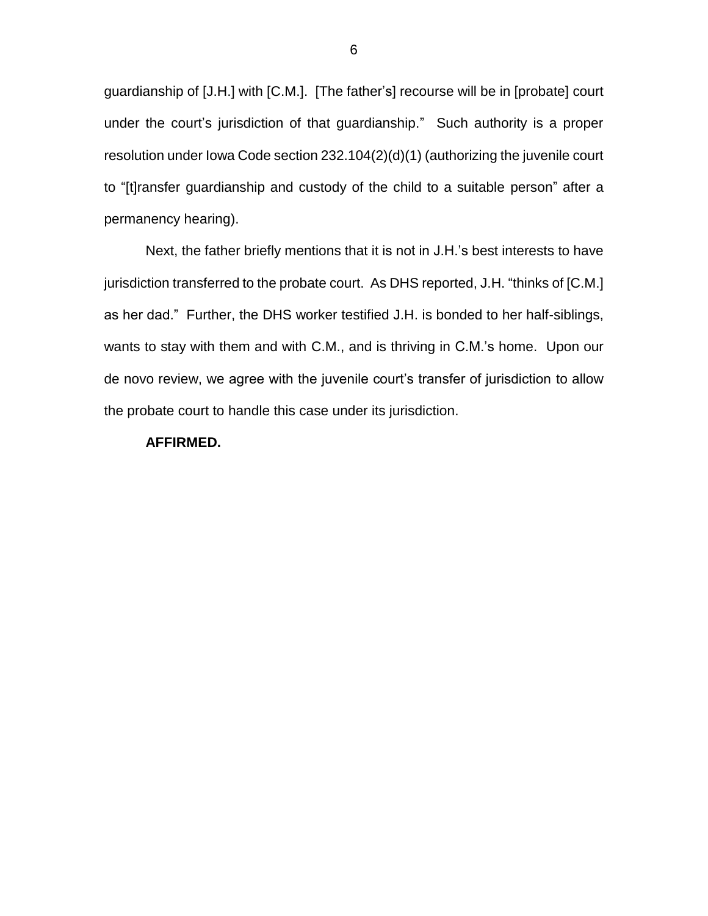guardianship of [J.H.] with [C.M.]. [The father's] recourse will be in [probate] court under the court's jurisdiction of that guardianship." Such authority is a proper resolution under Iowa Code section 232.104(2)(d)(1) (authorizing the juvenile court to "[t]ransfer guardianship and custody of the child to a suitable person" after a permanency hearing).

Next, the father briefly mentions that it is not in J.H.'s best interests to have jurisdiction transferred to the probate court. As DHS reported, J.H. "thinks of [C.M.] as her dad." Further, the DHS worker testified J.H. is bonded to her half-siblings, wants to stay with them and with C.M., and is thriving in C.M.'s home. Upon our de novo review, we agree with the juvenile court's transfer of jurisdiction to allow the probate court to handle this case under its jurisdiction.

**AFFIRMED.**